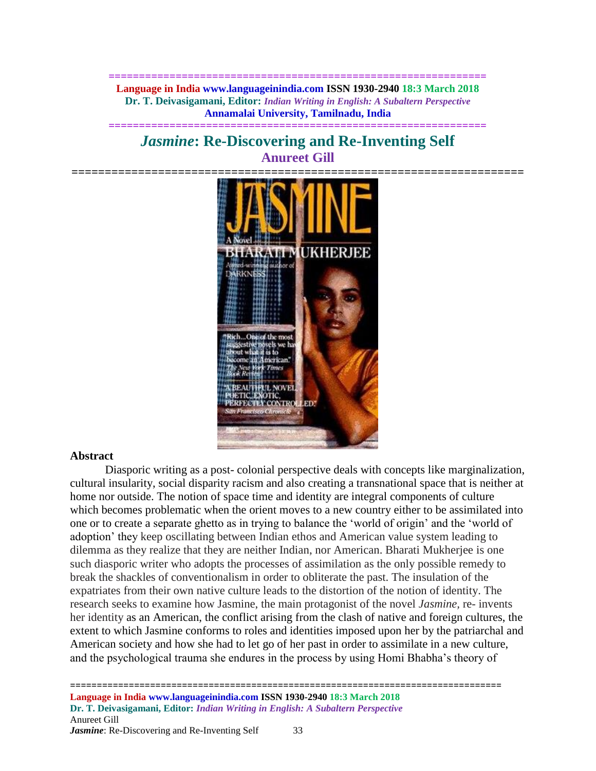# *Jasmine*: Re-Discovering and Re-Inventing Self

## Anureet Gill

### Abstract

Diasporic writing as a post- colonial perspective deals with concepts like marginalization, cultural insularity, social disparity racism and also creating a transnational space that is neither at home nor outside. The notion of space time and identity are integral components of culture which becomes problematic when the orient moves to a new country either to be assimilated into one or to create a separate ghetto as in trying to balance the 'world of origin' and the 'world of adoption' they keep oscillating between Indian ethos and American value system leading to dilemma as they realize that they are neither Indian, nor American. Bharati Mukherjee is one such diasporic writer who adopts the processes of assimilation as the only possible remedy to break the shackles of conventionalism in order to obliterate the past. The insulation of the expatriates from their own native culture leads to the distortion of the notion of identity. The research seeks to examine how Jasmine, the main protagonist of the novel *Jasmine,* re- invents her identity as an American, the conflict arising from the clash of native and foreign cultures, the extent to which Jasmine conforms to roles and identities imposed upon her by the patriarchal and American society and how she had to let go of her past in order to assimilate in a new culture, and the psychological trauma she endures in the process by using Homi Bhabha's theory of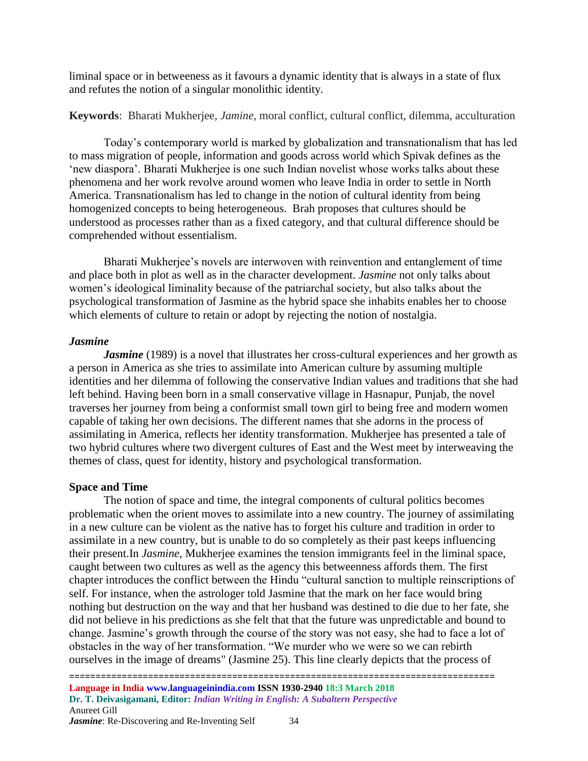liminal space or in betweeness as it favours a dynamic identity that is always in a state of flux and refutes the notion of a singular monolithic identity.

**Keywords**: Bharati Mukherjee, *Jamine*, moral conflict, cultural conflict, dilemma, acculturation

Today's contemporary world is marked by globalization and transnationalism that has led to mass migration of people, information and goods across world which Spivak defines as the 'new diaspora'. Bharati Mukherjee is one such Indian novelist whose works talks about these phenomena and her work revolve around women who leave India in order to settle in North America. Transnationalism has led to change in the notion of cultural identity from being homogenized concepts to being heterogeneous. Brah proposes that cultures should be understood as processes rather than as a fixed category, and that cultural difference should be comprehended without essentialism.

Bharati Mukherjee's novels are interwoven with reinvention and entanglement of time and place both in plot as well as in the character development. *Jasmine* not only talks about women's ideological liminality because of the patriarchal society, but also talks about the psychological transformation of Jasmine as the hybrid space she inhabits enables her to choose which elements of culture to retain or adopt by rejecting the notion of nostalgia.

### *Jasmine*

***Jasmine*** (1989) is a novel that illustrates her cross-cultural experiences and her growth as a person in America as she tries to assimilate into American culture by assuming multiple identities and her dilemma of following the conservative Indian values and traditions that she had left behind. Having been born in a small conservative village in Hasnapur, Punjab, the novel traverses her journey from being a conformist small town girl to being free and modern women capable of taking her own decisions. The different names that she adorns in the process of assimilating in America, reflects her identity transformation. Mukherjee has presented a tale of two hybrid cultures where two divergent cultures of East and the West meet by interweaving the themes of class, quest for identity, history and psychological transformation.

### Space and Time

The notion of space and time, the integral components of cultural politics becomes problematic when the orient moves to assimilate into a new country. The journey of assimilating in a new culture can be violent as the native has to forget his culture and tradition in order to assimilate in a new country, but is unable to do so completely as their past keeps influencing their present.In *Jasmine,* Mukherjee examines the tension immigrants feel in the liminal space, caught between two cultures as well as the agency this betweenness affords them. The first chapter introduces the conflict between the Hindu "cultural sanction to multiple reinscriptions of self. For instance, when the astrologer told Jasmine that the mark on her face would bring nothing but destruction on the way and that her husband was destined to die due to her fate, she did not believe in his predictions as she felt that that the future was unpredictable and bound to change. Jasmine's growth through the course of the story was not easy, she had to face a lot of obstacles in the way of her transformation. "We murder who we were so we can rebirth ourselves in the image of dreams" (Jasmine 25). This line clearly depicts that the process of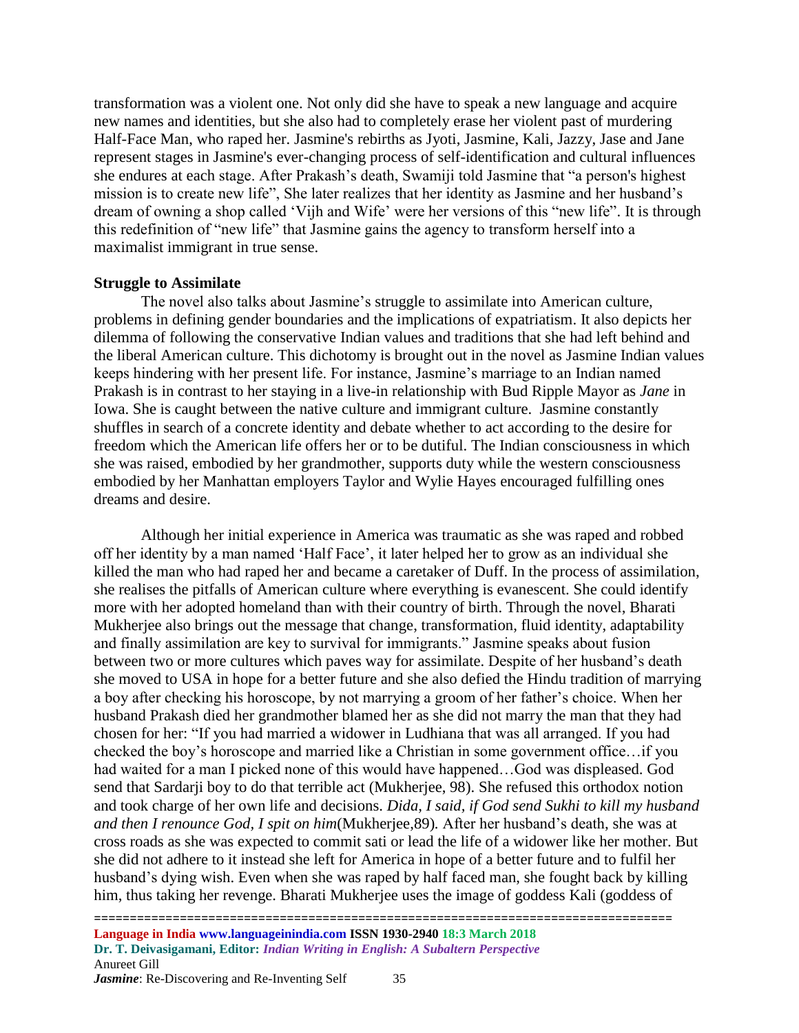transformation was a violent one. Not only did she have to speak a new language and acquire new names and identities, but she also had to completely erase her violent past of murdering Half-Face Man, who raped her. Jasmine's rebirths as Jyoti, Jasmine, Kali, Jazzy, Jase and Jane represent stages in Jasmine's ever-changing process of self-identification and cultural influences she endures at each stage. After Prakash's death, Swamiji told Jasmine that "a person's highest mission is to create new life", She later realizes that her identity as Jasmine and her husband's dream of owning a shop called 'Vijh and Wife' were her versions of this "new life". It is through this redefinition of "new life" that Jasmine gains the agency to transform herself into a maximalist immigrant in true sense.

**Struggle to Assimilate**

The novel also talks about Jasmine's struggle to assimilate into American culture, problems in defining gender boundaries and the implications of expatriatism. It also depicts her dilemma of following the conservative Indian values and traditions that she had left behind and the liberal American culture. This dichotomy is brought out in the novel as Jasmine Indian values keeps hindering with her present life. For instance, Jasmine's marriage to an Indian named Prakash is in contrast to her staying in a live-in relationship with Bud Ripple Mayor as *Jane* in Iowa. She is caught between the native culture and immigrant culture. Jasmine constantly shuffles in search of a concrete identity and debate whether to act according to the desire for freedom which the American life offers her or to be dutiful. The Indian consciousness in which she was raised, embodied by her grandmother, supports duty while the western consciousness embodied by her Manhattan employers Taylor and Wylie Hayes encouraged fulfilling ones dreams and desire.

Although her initial experience in America was traumatic as she was raped and robbed off her identity by a man named 'Half Face', it later helped her to grow as an individual she killed the man who had raped her and became a caretaker of Duff. In the process of assimilation, she realises the pitfalls of American culture where everything is evanescent. She could identify more with her adopted homeland than with their country of birth. Through the novel, Bharati Mukherjee also brings out the message that change, transformation, fluid identity, adaptability and finally assimilation are key to survival for immigrants." Jasmine speaks about fusion between two or more cultures which paves way for assimilate. Despite of her husband's death she moved to USA in hope for a better future and she also defied the Hindu tradition of marrying a boy after checking his horoscope, by not marrying a groom of her father's choice. When her husband Prakash died her grandmother blamed her as she did not marry the man that they had chosen for her: "If you had married a widower in Ludhiana that was all arranged. If you had checked the boy's horoscope and married like a Christian in some government office…if you had waited for a man I picked none of this would have happened…God was displeased. God send that Sardarji boy to do that terrible act (Mukherjee, 98). She refused this orthodox notion and took charge of her own life and decisions. *Dida, I said, if God send Sukhi to kill my husband and then I renounce God, I spit on him*(Mukherjee,89). After her husband's death, she was at cross roads as she was expected to commit sati or lead the life of a widower like her mother. But she did not adhere to it instead she left for America in hope of a better future and to fulfil her husband's dying wish. Even when she was raped by half faced man, she fought back by killing him, thus taking her revenge. Bharati Mukherjee uses the image of goddess Kali (goddess of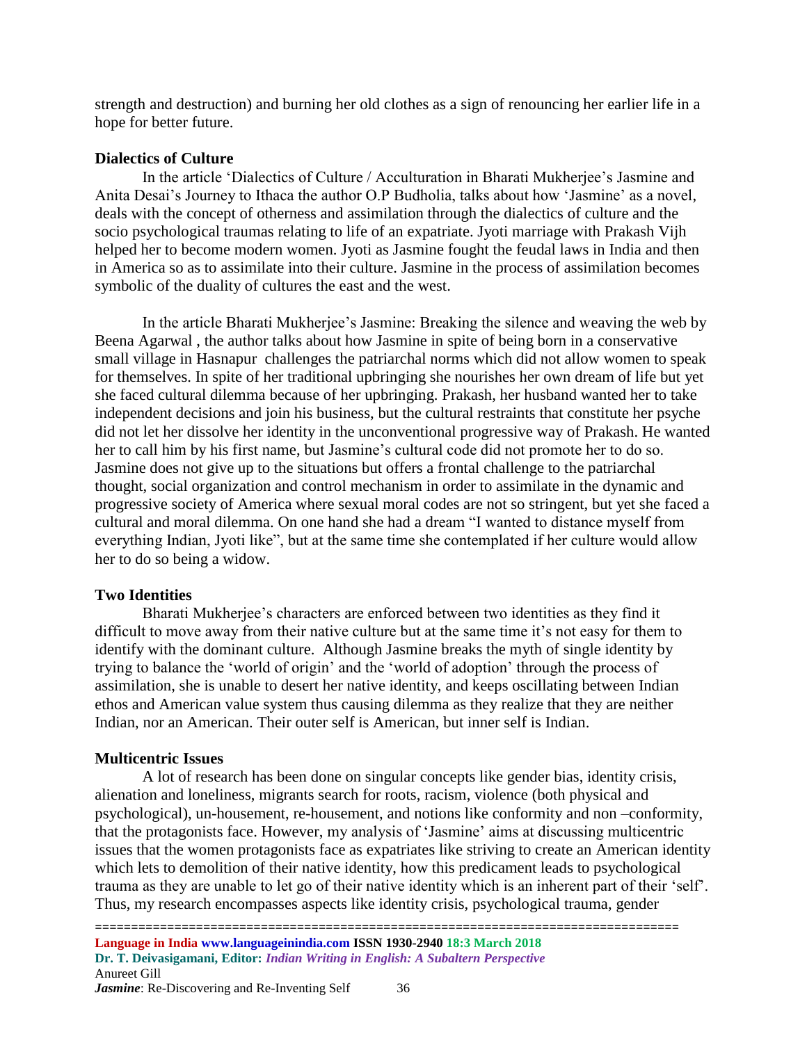strength and destruction) and burning her old clothes as a sign of renouncing her earlier life in a hope for better future.

**Dialectics of Culture**

In the article 'Dialectics of Culture / Acculturation in Bharati Mukherjee's Jasmine and Anita Desai's Journey to Ithaca the author O.P Budholia, talks about how 'Jasmine' as a novel, deals with the concept of otherness and assimilation through the dialectics of culture and the socio psychological traumas relating to life of an expatriate. Jyoti marriage with Prakash Vijh helped her to become modern women. Jyoti as Jasmine fought the feudal laws in India and then in America so as to assimilate into their culture. Jasmine in the process of assimilation becomes symbolic of the duality of cultures the east and the west.

In the article Bharati Mukherjee's Jasmine: Breaking the silence and weaving the web by Beena Agarwal , the author talks about how Jasmine in spite of being born in a conservative small village in Hasnapur challenges the patriarchal norms which did not allow women to speak for themselves. In spite of her traditional upbringing she nourishes her own dream of life but yet she faced cultural dilemma because of her upbringing. Prakash, her husband wanted her to take independent decisions and join his business, but the cultural restraints that constitute her psyche did not let her dissolve her identity in the unconventional progressive way of Prakash. He wanted her to call him by his first name, but Jasmine's cultural code did not promote her to do so. Jasmine does not give up to the situations but offers a frontal challenge to the patriarchal thought, social organization and control mechanism in order to assimilate in the dynamic and progressive society of America where sexual moral codes are not so stringent, but yet she faced a cultural and moral dilemma. On one hand she had a dream "I wanted to distance myself from everything Indian, Jyoti like", but at the same time she contemplated if her culture would allow her to do so being a widow.

**Two Identities**

Bharati Mukherjee's characters are enforced between two identities as they find it difficult to move away from their native culture but at the same time it's not easy for them to identify with the dominant culture. Although Jasmine breaks the myth of single identity by trying to balance the 'world of origin' and the 'world of adoption' through the process of assimilation, she is unable to desert her native identity, and keeps oscillating between Indian ethos and American value system thus causing dilemma as they realize that they are neither Indian, nor an American. Their outer self is American, but inner self is Indian.

**Multicentric Issues**

A lot of research has been done on singular concepts like gender bias, identity crisis, alienation and loneliness, migrants search for roots, racism, violence (both physical and psychological), un-housement, re-housement, and notions like conformity and non –conformity, that the protagonists face. However, my analysis of 'Jasmine' aims at discussing multicentric issues that the women protagonists face as expatriates like striving to create an American identity which lets to demolition of their native identity, how this predicament leads to psychological trauma as they are unable to let go of their native identity which is an inherent part of their 'self'. Thus, my research encompasses aspects like identity crisis, psychological trauma, gender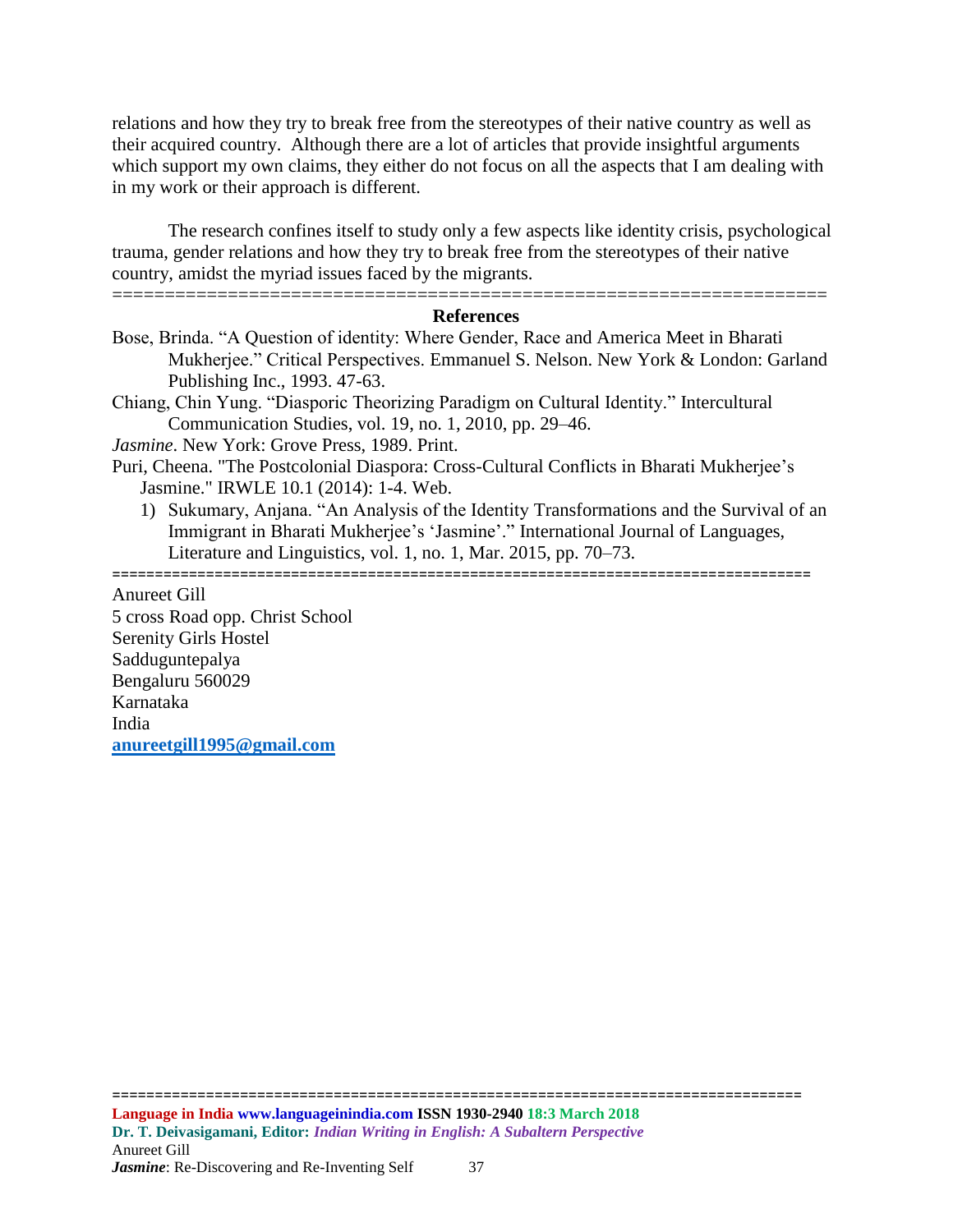relations and how they try to break free from the stereotypes of their native country as well as their acquired country. Although there are a lot of articles that provide insightful arguments which support my own claims, they either do not focus on all the aspects that I am dealing with in my work or their approach is different.

The research confines itself to study only a few aspects like identity crisis, psychological trauma, gender relations and how they try to break free from the stereotypes of their native country, amidst the myriad issues faced by the migrants.

==================================================================

## References

Bose, Brinda. "A Question of identity: Where Gender, Race and America Meet in Bharati Mukherjee." Critical Perspectives. Emmanuel S. Nelson. New York & London: Garland Publishing Inc., 1993. 47-63.

Chiang, Chin Yung. "Diasporic Theorizing Paradigm on Cultural Identity." Intercultural Communication Studies, vol. 19, no. 1, 2010, pp. 29–46.

*Jasmine*. New York: Grove Press, 1989. Print.

Puri, Cheena. "The Postcolonial Diaspora: Cross-Cultural Conflicts in Bharati Mukherjee's Jasmine." IRWLE 10.1 (2014): 1-4. Web.

1) Sukumary, Anjana. "An Analysis of the Identity Transformations and the Survival of an Immigrant in Bharati Mukherjee's 'Jasmine'." International Journal of Languages, Literature and Linguistics, vol. 1, no. 1, Mar. 2015, pp. 70–73.

==================================================================

Anureet Gill
5 cross Road opp. Christ School
Serenity Girls Hostel
Sadduguntepalya
Bengaluru 560029
Karnataka
India
**anureetgill1995@gmail.com**